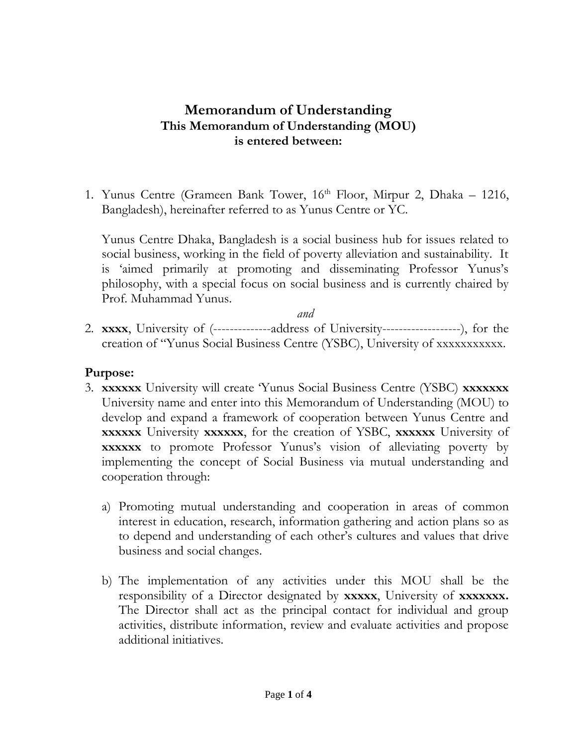# Memorandum of Understanding

**This Memorandum of Understanding (MOU) is entered between:**

1. Yunus Centre (Grameen Bank Tower, 16th Floor, Mirpur 2, Dhaka – 1216, Bangladesh), hereinafter referred to as Yunus Centre or YC.

   Yunus Centre Dhaka, Bangladesh is a social business hub for issues related to social business, working in the field of poverty alleviation and sustainability. It is 'aimed primarily at promoting and disseminating Professor Yunus's philosophy, with a special focus on social business and is currently chaired by Prof. Muhammad Yunus.

*and*

2. **xxxx**, University of (--------------address of University-------------------), for the creation of "Yunus Social Business Centre (YSBC), University of xxxxxxxxxxx.

## Purpose:

3. **xxxxxx** University will create 'Yunus Social Business Centre (YSBC) **xxxxxxx** University name and enter into this Memorandum of Understanding (MOU) to develop and expand a framework of cooperation between Yunus Centre and **xxxxxx** University **xxxxxx**, for the creation of YSBC, **xxxxxx** University of **xxxxxx** to promote Professor Yunus's vision of alleviating poverty by implementing the concept of Social Business via mutual understanding and cooperation through:

   a) Promoting mutual understanding and cooperation in areas of common interest in education, research, information gathering and action plans so as to depend and understanding of each other's cultures and values that drive business and social changes.

   b) The implementation of any activities under this MOU shall be the responsibility of a Director designated by **xxxxx**, University of **xxxxxxx.** The Director shall act as the principal contact for individual and group activities, distribute information, review and evaluate activities and propose additional initiatives.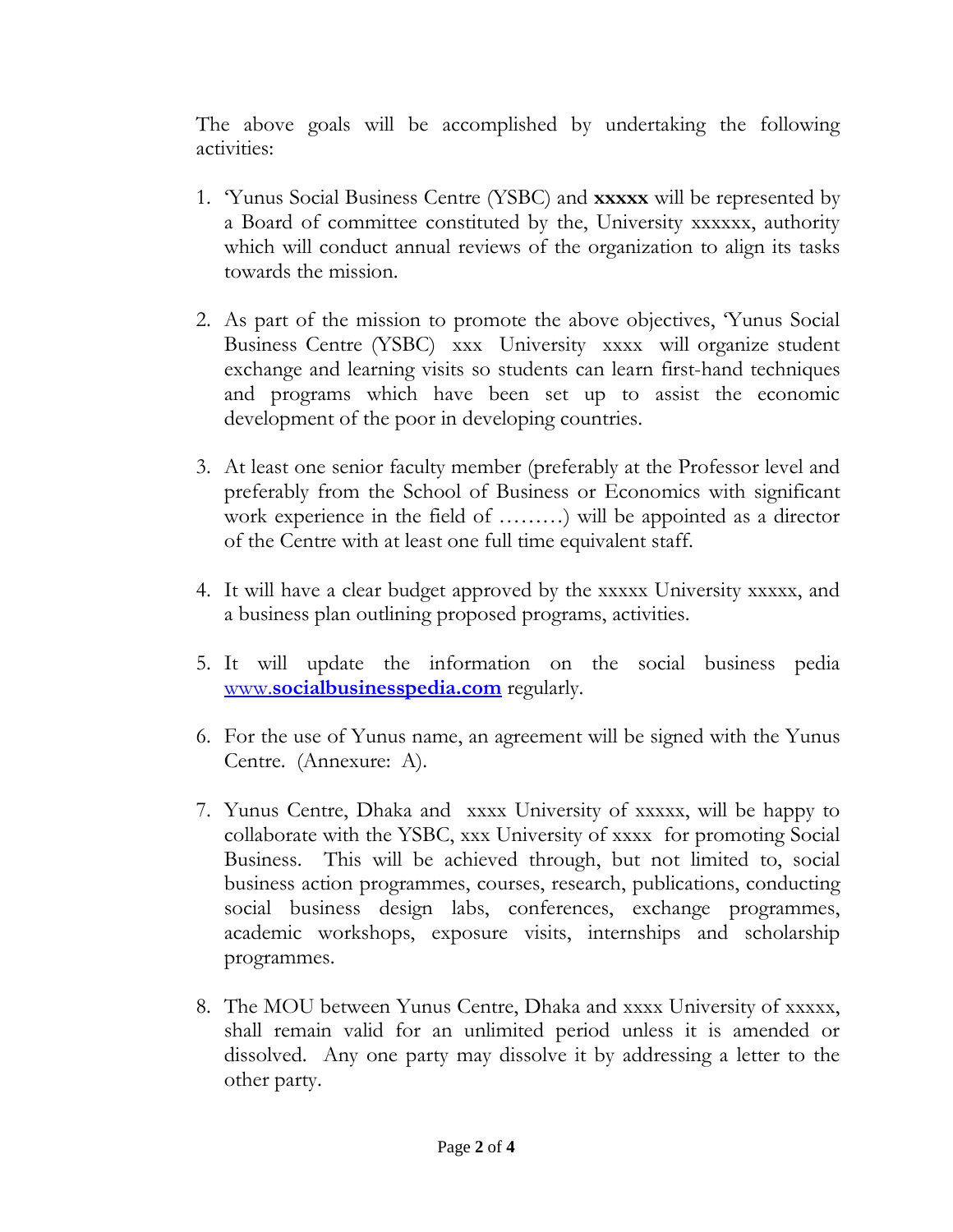The above goals will be accomplished by undertaking the following activities:

1. 'Yunus Social Business Centre (YSBC) and **xxxxx** will be represented by a Board of committee constituted by the, University xxxxxx, authority which will conduct annual reviews of the organization to align its tasks towards the mission.

2. As part of the mission to promote the above objectives, 'Yunus Social Business Centre (YSBC) xxx University xxxx will organize student exchange and learning visits so students can learn first-hand techniques and programs which have been set up to assist the economic development of the poor in developing countries.

3. At least one senior faculty member (preferably at the Professor level and preferably from the School of Business or Economics with significant work experience in the field of ………) will be appointed as a director of the Centre with at least one full time equivalent staff.

4. It will have a clear budget approved by the xxxxx University xxxxx, and a business plan outlining proposed programs, activities.

5. It will update the information on the social business pedia [www.**socialbusinesspedia.com**](http://www.socialbusinesspedia.com) regularly.

6. For the use of Yunus name, an agreement will be signed with the Yunus Centre. (Annexure: A).

7. Yunus Centre, Dhaka and xxxx University of xxxxx, will be happy to collaborate with the YSBC, xxx University of xxxx for promoting Social Business. This will be achieved through, but not limited to, social business action programmes, courses, research, publications, conducting social business design labs, conferences, exchange programmes, academic workshops, exposure visits, internships and scholarship programmes.

8. The MOU between Yunus Centre, Dhaka and xxxx University of xxxxx, shall remain valid for an unlimited period unless it is amended or dissolved. Any one party may dissolve it by addressing a letter to the other party.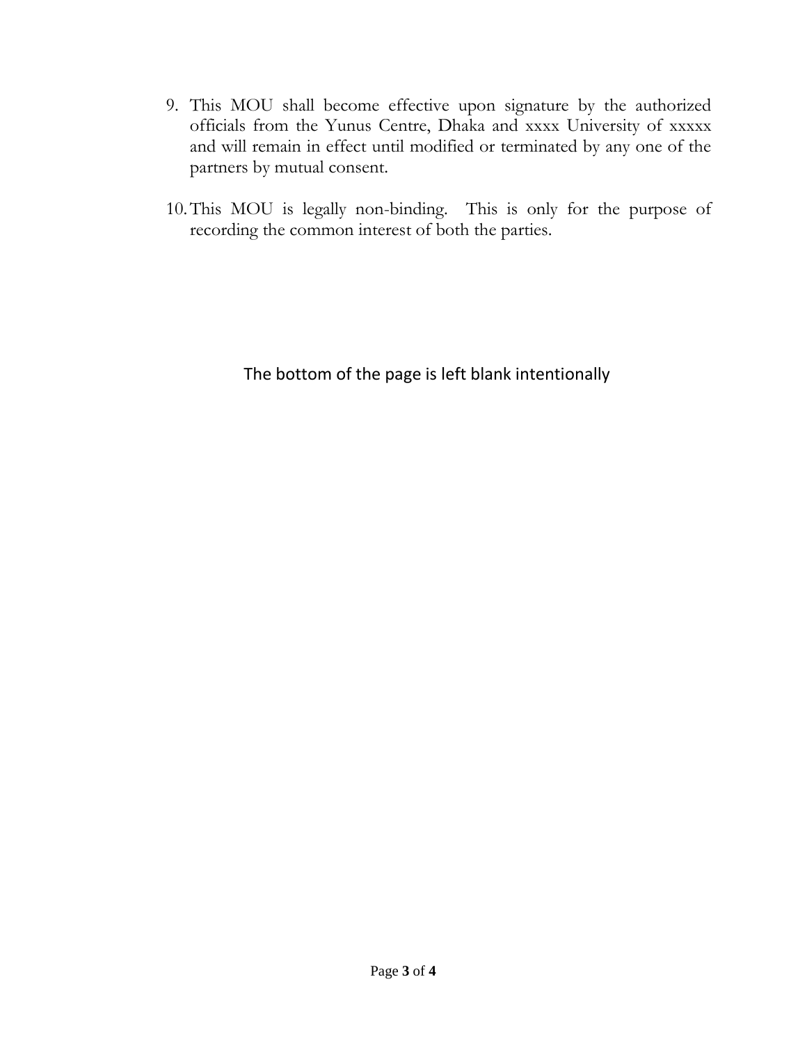9. This MOU shall become effective upon signature by the authorized officials from the Yunus Centre, Dhaka and xxxx University of xxxxx and will remain in effect until modified or terminated by any one of the partners by mutual consent.

10. This MOU is legally non-binding. This is only for the purpose of recording the common interest of both the parties.

The bottom of the page is left blank intentionally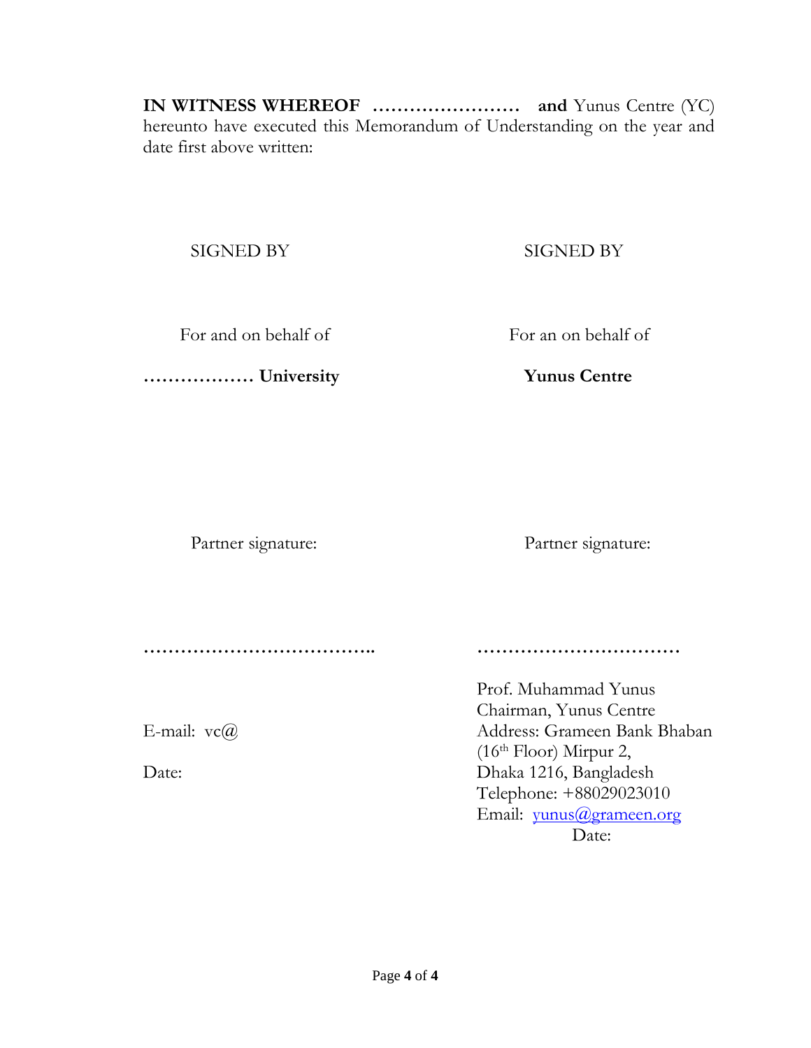**IN WITNESS WHEREOF ……………………  and** Yunus Centre (YC) hereunto have executed this Memorandum of Understanding on the year and date first above written:

| | |
|---|---|
| SIGNED BY | SIGNED BY |
| For and on behalf of | For an on behalf of |
| **……………… University** | **Yunus Centre** |
| Partner signature: | Partner signature: |
| ……………………………….. | …………………………… |
| | Prof. Muhammad Yunus |
| | Chairman, Yunus Centre |
| E-mail: vc@ | Address: Grameen Bank Bhaban (16th Floor) Mirpur 2, |
| Date: | Dhaka 1216, Bangladesh |
| | Telephone: +88029023010 |
| | Email: yunus@grameen.org |
| | Date: |